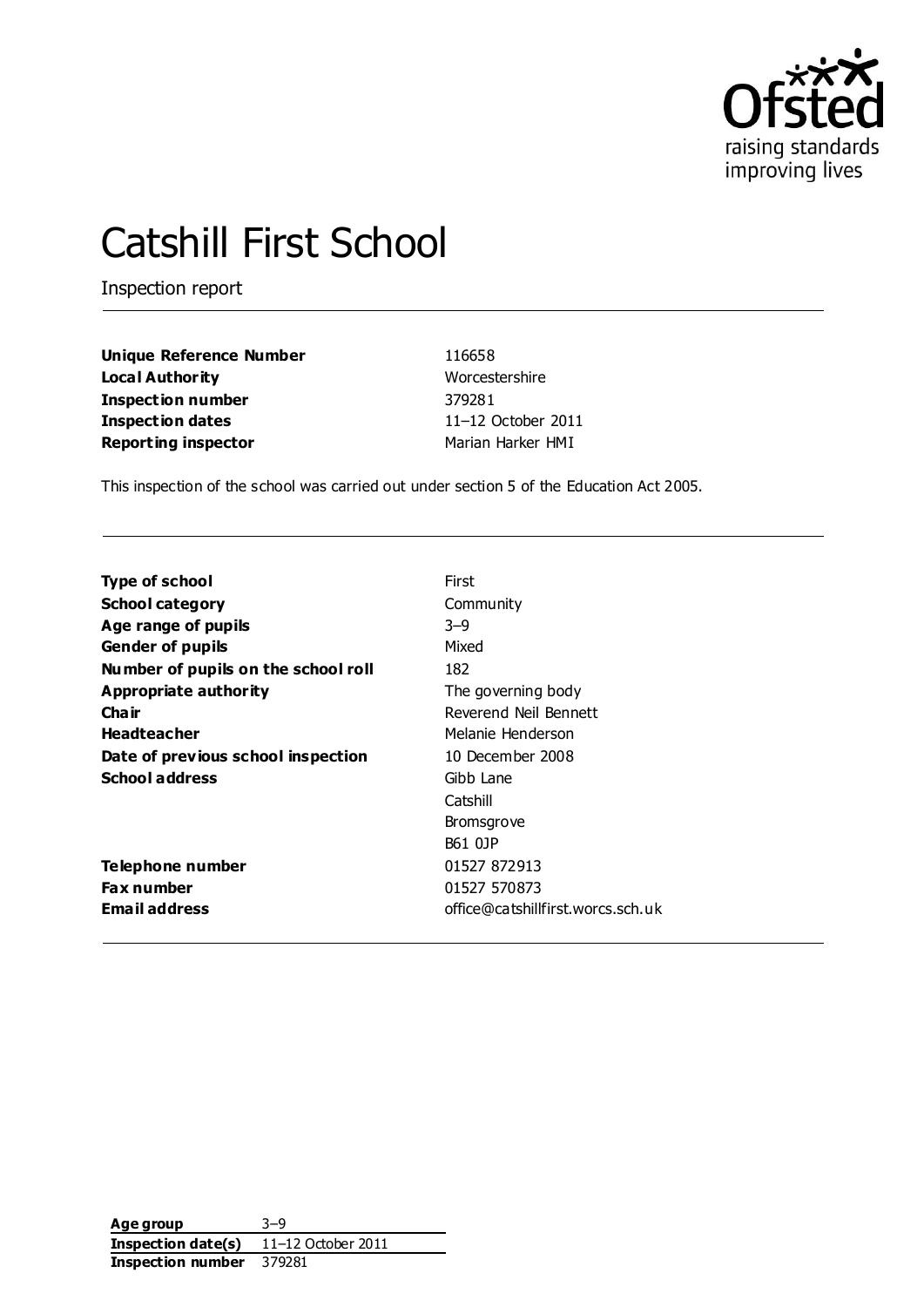# Catshill First School

Inspection report

| | |
|---|---|
| **Unique Reference Number** | 116658 |
| **Local Authority** | Worcestershire |
| **Inspection number** | 379281 |
| **Inspection dates** | 11–12 October 2011 |
| **Reporting inspector** | Marian Harker HMI |

This inspection of the school was carried out under section 5 of the Education Act 2005.

| | |
|---|---|
| **Type of school** | First |
| **School category** | Community |
| **Age range of pupils** | 3–9 |
| **Gender of pupils** | Mixed |
| **Number of pupils on the school roll** | 182 |
| **Appropriate authority** | The governing body |
| **Chair** | Reverend Neil Bennett |
| **Headteacher** | Melanie Henderson |
| **Date of previous school inspection** | 10 December 2008 |
| **School address** | Gibb Lane<br>Catshill<br>Bromsgrove<br>B61 0JP |
| **Telephone number** | 01527 872913 |
| **Fax number** | 01527 570873 |
| **Email address** | office@catshillfirst.worcs.sch.uk |

| | |
|---|---|
| **Age group** | 3–9 |
| **Inspection date(s)** | 11–12 October 2011 |
| **Inspection number** | 379281 |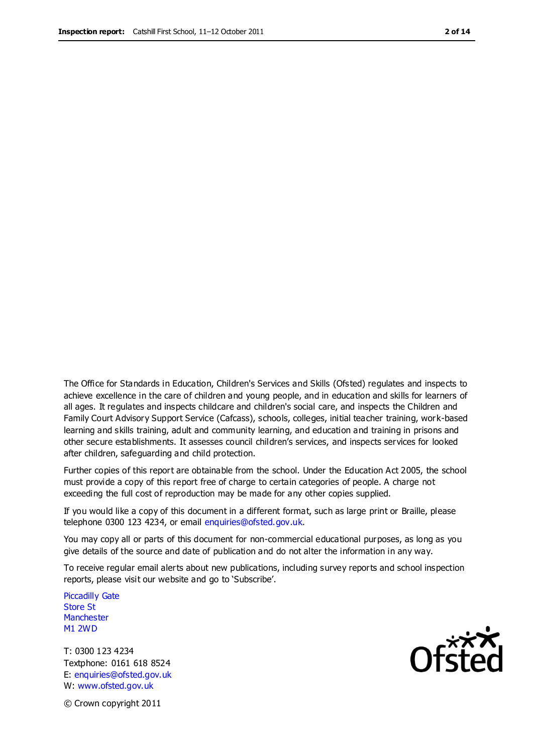The Office for Standards in Education, Children's Services and Skills (Ofsted) regulates and inspects to achieve excellence in the care of children and young people, and in education and skills for learners of all ages. It regulates and inspects childcare and children's social care, and inspects the Children and Family Court Advisory Support Service (Cafcass), schools, colleges, initial teacher training, work-based learning and skills training, adult and community learning, and education and training in prisons and other secure establishments. It assesses council children's services, and inspects services for looked after children, safeguarding and child protection.

Further copies of this report are obtainable from the school. Under the Education Act 2005, the school must provide a copy of this report free of charge to certain categories of people. A charge not exceeding the full cost of reproduction may be made for any other copies supplied.

If you would like a copy of this document in a different format, such as large print or Braille, please telephone 0300 123 4234, or email enquiries@ofsted.gov.uk.

You may copy all or parts of this document for non-commercial educational purposes, as long as you give details of the source and date of publication and do not alter the information in any way.

To receive regular email alerts about new publications, including survey reports and school inspection reports, please visit our website and go to 'Subscribe'.

Piccadilly Gate
Store St
Manchester
M1 2WD

T: 0300 123 4234
Textphone: 0161 618 8524
E: enquiries@ofsted.gov.uk
W: www.ofsted.gov.uk

© Crown copyright 2011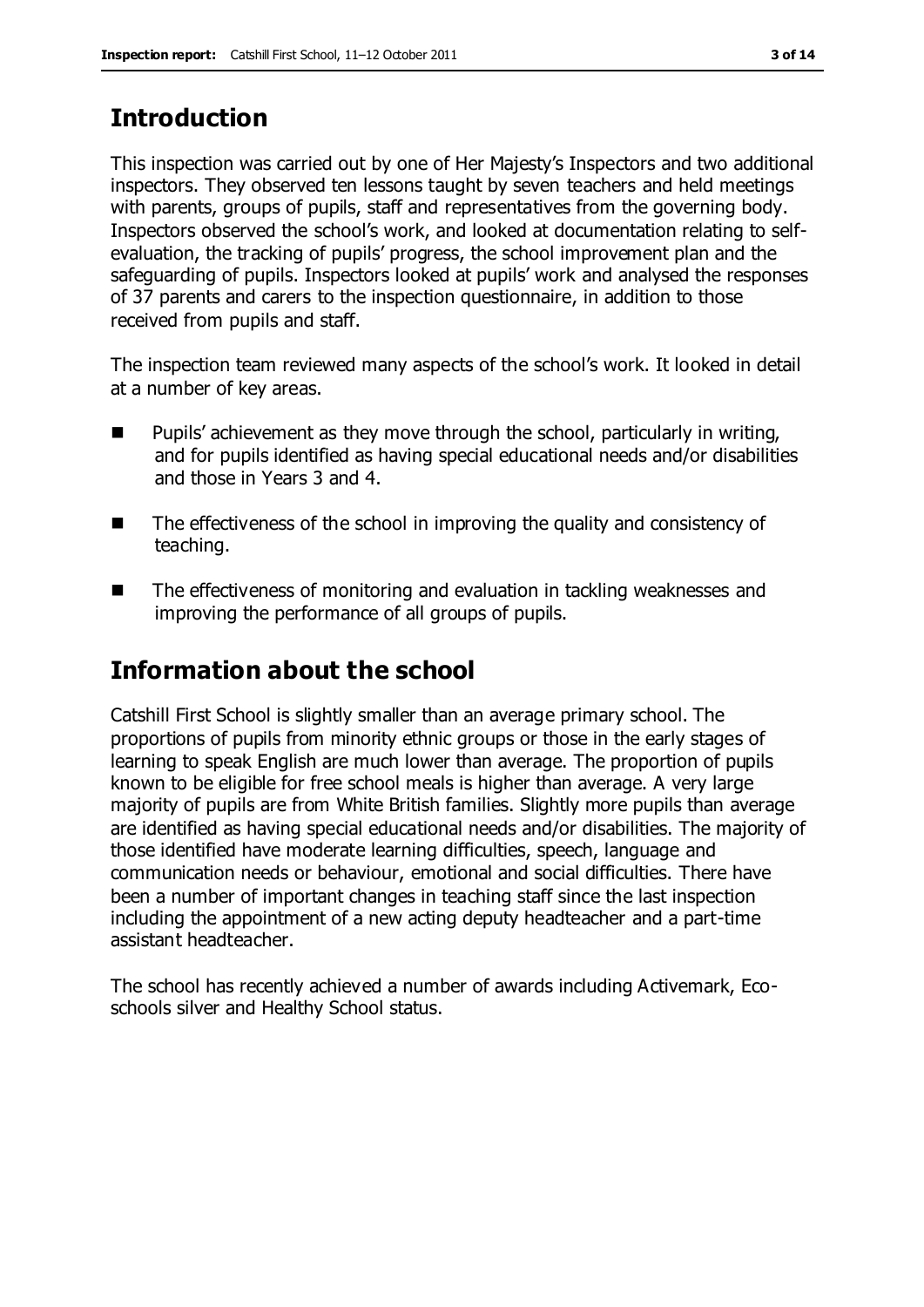## Introduction

This inspection was carried out by one of Her Majesty's Inspectors and two additional inspectors. They observed ten lessons taught by seven teachers and held meetings with parents, groups of pupils, staff and representatives from the governing body. Inspectors observed the school's work, and looked at documentation relating to self-evaluation, the tracking of pupils' progress, the school improvement plan and the safeguarding of pupils. Inspectors looked at pupils' work and analysed the responses of 37 parents and carers to the inspection questionnaire, in addition to those received from pupils and staff.

The inspection team reviewed many aspects of the school's work. It looked in detail at a number of key areas.

- Pupils' achievement as they move through the school, particularly in writing, and for pupils identified as having special educational needs and/or disabilities and those in Years 3 and 4.
- The effectiveness of the school in improving the quality and consistency of teaching.
- The effectiveness of monitoring and evaluation in tackling weaknesses and improving the performance of all groups of pupils.

## Information about the school

Catshill First School is slightly smaller than an average primary school. The proportions of pupils from minority ethnic groups or those in the early stages of learning to speak English are much lower than average. The proportion of pupils known to be eligible for free school meals is higher than average. A very large majority of pupils are from White British families. Slightly more pupils than average are identified as having special educational needs and/or disabilities. The majority of those identified have moderate learning difficulties, speech, language and communication needs or behaviour, emotional and social difficulties. There have been a number of important changes in teaching staff since the last inspection including the appointment of a new acting deputy headteacher and a part-time assistant headteacher.

The school has recently achieved a number of awards including Activemark, Eco-schools silver and Healthy School status.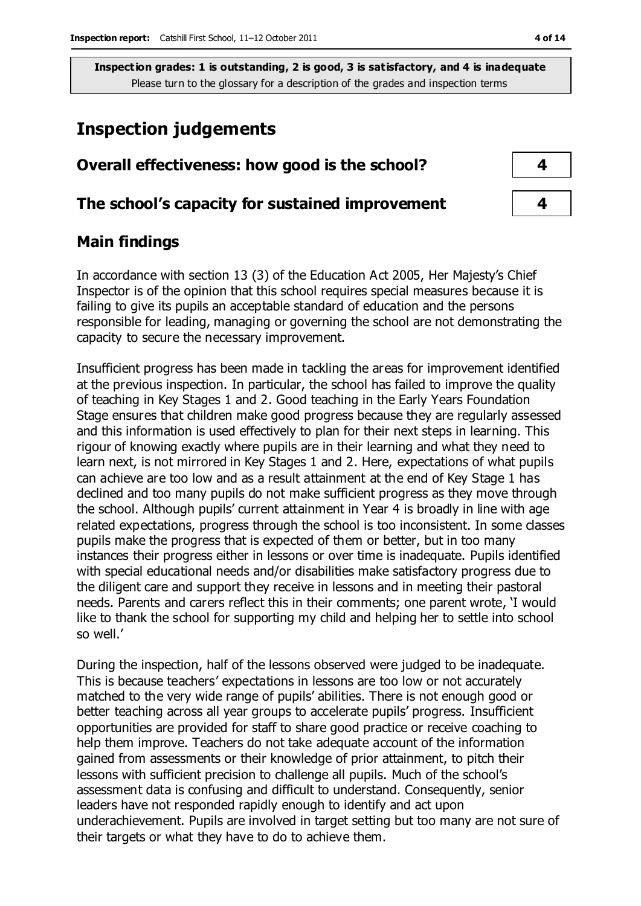**Inspection grades: 1 is outstanding, 2 is good, 3 is satisfactory, and 4 is inadequate**
Please turn to the glossary for a description of the grades and inspection terms

# Inspection judgements

| | |
|---|---|
| **Overall effectiveness: how good is the school?** | **4** |
| **The school's capacity for sustained improvement** | **4** |

## Main findings

In accordance with section 13 (3) of the Education Act 2005, Her Majesty's Chief Inspector is of the opinion that this school requires special measures because it is failing to give its pupils an acceptable standard of education and the persons responsible for leading, managing or governing the school are not demonstrating the capacity to secure the necessary improvement.

Insufficient progress has been made in tackling the areas for improvement identified at the previous inspection. In particular, the school has failed to improve the quality of teaching in Key Stages 1 and 2. Good teaching in the Early Years Foundation Stage ensures that children make good progress because they are regularly assessed and this information is used effectively to plan for their next steps in learning. This rigour of knowing exactly where pupils are in their learning and what they need to learn next, is not mirrored in Key Stages 1 and 2. Here, expectations of what pupils can achieve are too low and as a result attainment at the end of Key Stage 1 has declined and too many pupils do not make sufficient progress as they move through the school. Although pupils' current attainment in Year 4 is broadly in line with age related expectations, progress through the school is too inconsistent. In some classes pupils make the progress that is expected of them or better, but in too many instances their progress either in lessons or over time is inadequate. Pupils identified with special educational needs and/or disabilities make satisfactory progress due to the diligent care and support they receive in lessons and in meeting their pastoral needs. Parents and carers reflect this in their comments; one parent wrote, 'I would like to thank the school for supporting my child and helping her to settle into school so well.'

During the inspection, half of the lessons observed were judged to be inadequate. This is because teachers' expectations in lessons are too low or not accurately matched to the very wide range of pupils' abilities. There is not enough good or better teaching across all year groups to accelerate pupils' progress. Insufficient opportunities are provided for staff to share good practice or receive coaching to help them improve. Teachers do not take adequate account of the information gained from assessments or their knowledge of prior attainment, to pitch their lessons with sufficient precision to challenge all pupils. Much of the school's assessment data is confusing and difficult to understand. Consequently, senior leaders have not responded rapidly enough to identify and act upon underachievement. Pupils are involved in target setting but too many are not sure of their targets or what they have to do to achieve them.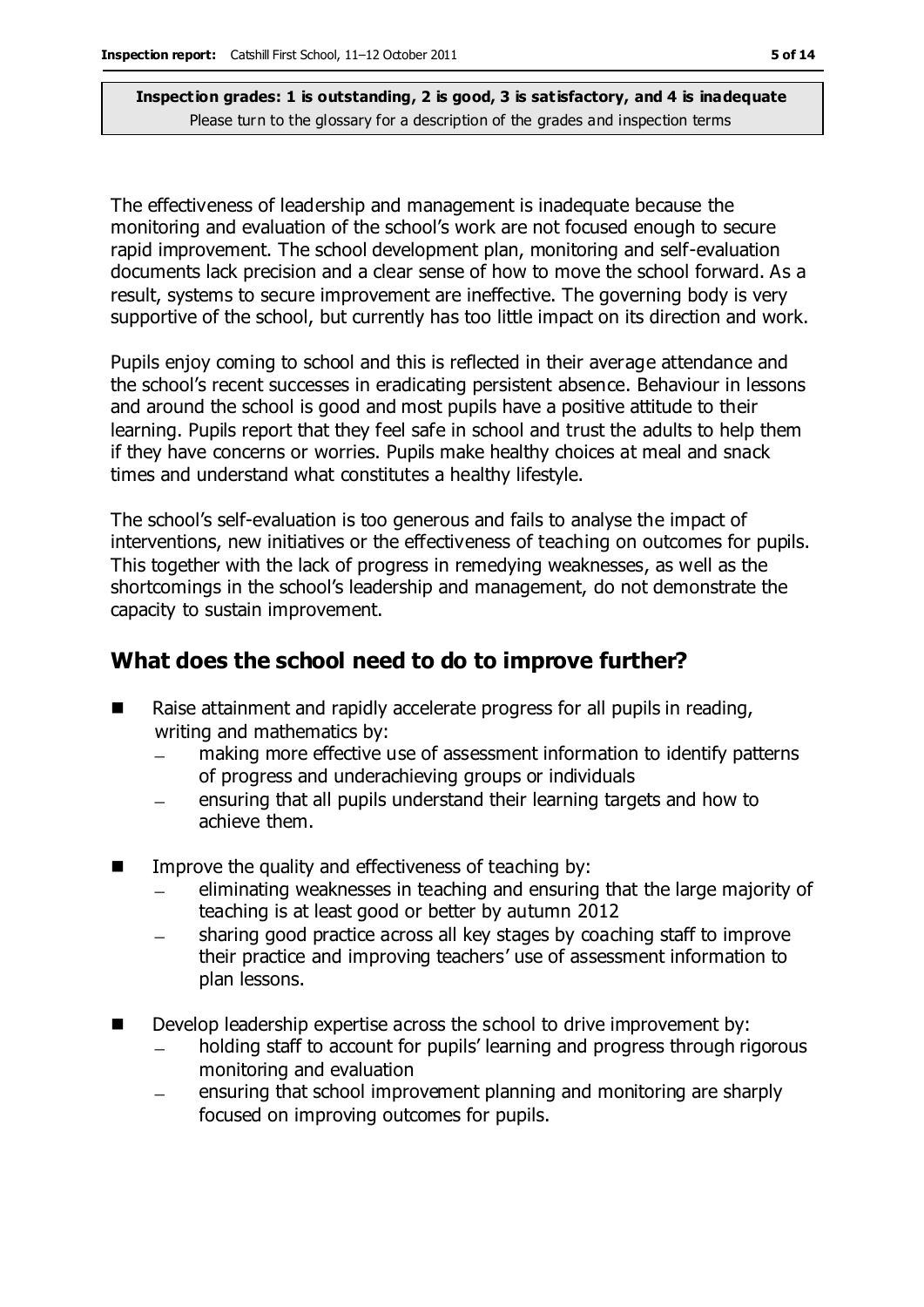**Inspection grades: 1 is outstanding, 2 is good, 3 is satisfactory, and 4 is inadequate**
Please turn to the glossary for a description of the grades and inspection terms

The effectiveness of leadership and management is inadequate because the monitoring and evaluation of the school's work are not focused enough to secure rapid improvement. The school development plan, monitoring and self-evaluation documents lack precision and a clear sense of how to move the school forward. As a result, systems to secure improvement are ineffective. The governing body is very supportive of the school, but currently has too little impact on its direction and work.

Pupils enjoy coming to school and this is reflected in their average attendance and the school's recent successes in eradicating persistent absence. Behaviour in lessons and around the school is good and most pupils have a positive attitude to their learning. Pupils report that they feel safe in school and trust the adults to help them if they have concerns or worries. Pupils make healthy choices at meal and snack times and understand what constitutes a healthy lifestyle.

The school's self-evaluation is too generous and fails to analyse the impact of interventions, new initiatives or the effectiveness of teaching on outcomes for pupils. This together with the lack of progress in remedying weaknesses, as well as the shortcomings in the school's leadership and management, do not demonstrate the capacity to sustain improvement.

## What does the school need to do to improve further?

- Raise attainment and rapidly accelerate progress for all pupils in reading, writing and mathematics by:
  - making more effective use of assessment information to identify patterns of progress and underachieving groups or individuals
  - ensuring that all pupils understand their learning targets and how to achieve them.
- Improve the quality and effectiveness of teaching by:
  - eliminating weaknesses in teaching and ensuring that the large majority of teaching is at least good or better by autumn 2012
  - sharing good practice across all key stages by coaching staff to improve their practice and improving teachers' use of assessment information to plan lessons.
- Develop leadership expertise across the school to drive improvement by:
  - holding staff to account for pupils' learning and progress through rigorous monitoring and evaluation
  - ensuring that school improvement planning and monitoring are sharply focused on improving outcomes for pupils.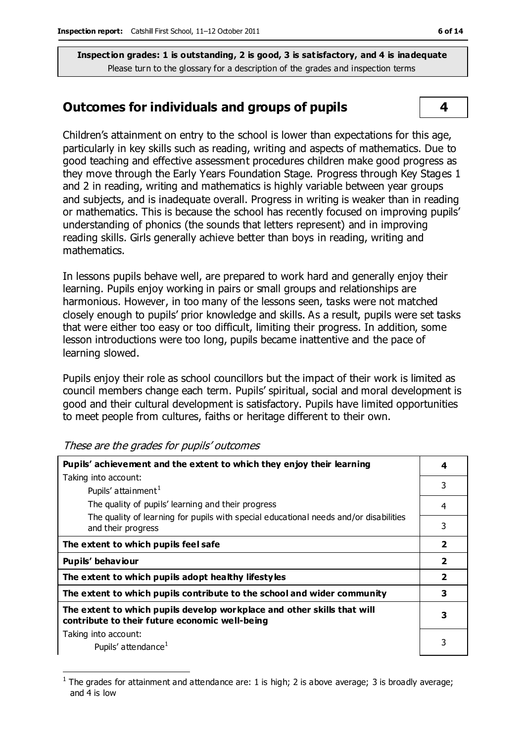**Inspection grades: 1 is outstanding, 2 is good, 3 is satisfactory, and 4 is inadequate**
Please turn to the glossary for a description of the grades and inspection terms

## Outcomes for individuals and groups of pupils **4**

Children's attainment on entry to the school is lower than expectations for this age, particularly in key skills such as reading, writing and aspects of mathematics. Due to good teaching and effective assessment procedures children make good progress as they move through the Early Years Foundation Stage. Progress through Key Stages 1 and 2 in reading, writing and mathematics is highly variable between year groups and subjects, and is inadequate overall. Progress in writing is weaker than in reading or mathematics. This is because the school has recently focused on improving pupils' understanding of phonics (the sounds that letters represent) and in improving reading skills. Girls generally achieve better than boys in reading, writing and mathematics.

In lessons pupils behave well, are prepared to work hard and generally enjoy their learning. Pupils enjoy working in pairs or small groups and relationships are harmonious. However, in too many of the lessons seen, tasks were not matched closely enough to pupils' prior knowledge and skills. As a result, pupils were set tasks that were either too easy or too difficult, limiting their progress. In addition, some lesson introductions were too long, pupils became inattentive and the pace of learning slowed.

Pupils enjoy their role as school councillors but the impact of their work is limited as council members change each term. Pupils' spiritual, social and moral development is good and their cultural development is satisfactory. Pupils have limited opportunities to meet people from cultures, faiths or heritage different to their own.

*These are the grades for pupils' outcomes*

| | |
|---|---|
| **Pupils' achievement and the extent to which they enjoy their learning** | **4** |
| Taking into account: Pupils' attainment[1] | 3 |
| The quality of pupils' learning and their progress | 4 |
| The quality of learning for pupils with special educational needs and/or disabilities and their progress | 3 |
| **The extent to which pupils feel safe** | **2** |
| **Pupils' behaviour** | **2** |
| **The extent to which pupils adopt healthy lifestyles** | **2** |
| **The extent to which pupils contribute to the school and wider community** | **3** |
| **The extent to which pupils develop workplace and other skills that will contribute to their future economic well-being** | **3** |
| Taking into account: Pupils' attendance[1] | 3 |

[1] The grades for attainment and attendance are: 1 is high; 2 is above average; 3 is broadly average; and 4 is low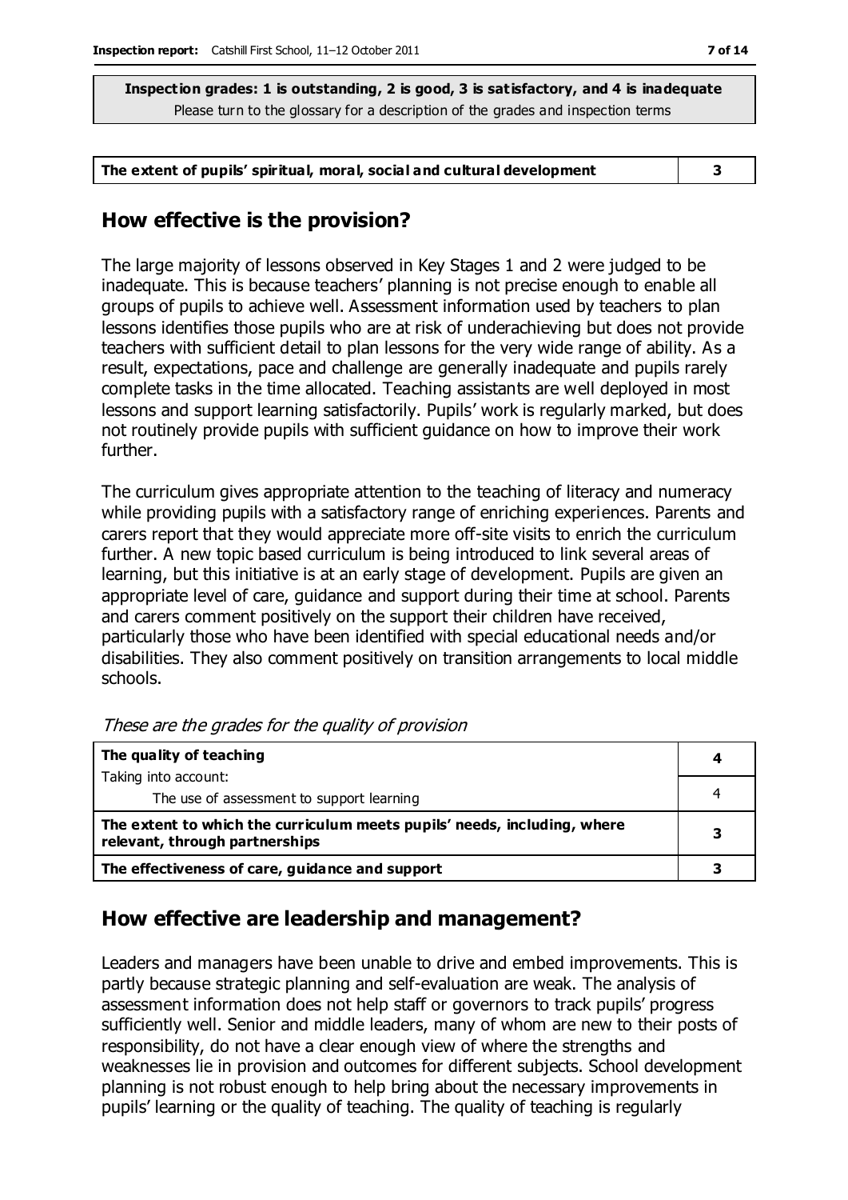**Inspection grades: 1 is outstanding, 2 is good, 3 is satisfactory, and 4 is inadequate**
Please turn to the glossary for a description of the grades and inspection terms

| The extent of pupils' spiritual, moral, social and cultural development | 3 |
|---|---|

## How effective is the provision?

The large majority of lessons observed in Key Stages 1 and 2 were judged to be inadequate. This is because teachers' planning is not precise enough to enable all groups of pupils to achieve well. Assessment information used by teachers to plan lessons identifies those pupils who are at risk of underachieving but does not provide teachers with sufficient detail to plan lessons for the very wide range of ability. As a result, expectations, pace and challenge are generally inadequate and pupils rarely complete tasks in the time allocated. Teaching assistants are well deployed in most lessons and support learning satisfactorily. Pupils' work is regularly marked, but does not routinely provide pupils with sufficient guidance on how to improve their work further.

The curriculum gives appropriate attention to the teaching of literacy and numeracy while providing pupils with a satisfactory range of enriching experiences. Parents and carers report that they would appreciate more off-site visits to enrich the curriculum further. A new topic based curriculum is being introduced to link several areas of learning, but this initiative is at an early stage of development. Pupils are given an appropriate level of care, guidance and support during their time at school. Parents and carers comment positively on the support their children have received, particularly those who have been identified with special educational needs and/or disabilities. They also comment positively on transition arrangements to local middle schools.

*These are the grades for the quality of provision*

| The quality of teaching | 4 |
|---|---|
| Taking into account: The use of assessment to support learning | 4 |
| The extent to which the curriculum meets pupils' needs, including, where relevant, through partnerships | 3 |
| The effectiveness of care, guidance and support | 3 |

## How effective are leadership and management?

Leaders and managers have been unable to drive and embed improvements. This is partly because strategic planning and self-evaluation are weak. The analysis of assessment information does not help staff or governors to track pupils' progress sufficiently well. Senior and middle leaders, many of whom are new to their posts of responsibility, do not have a clear enough view of where the strengths and weaknesses lie in provision and outcomes for different subjects. School development planning is not robust enough to help bring about the necessary improvements in pupils' learning or the quality of teaching. The quality of teaching is regularly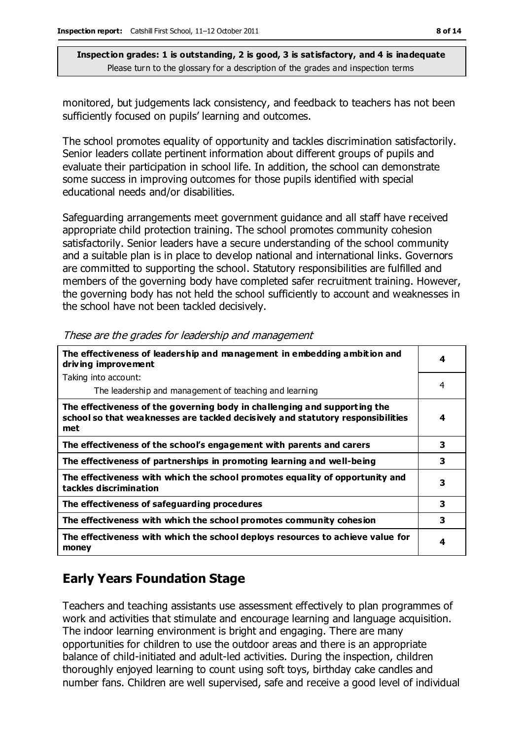**Inspection grades: 1 is outstanding, 2 is good, 3 is satisfactory, and 4 is inadequate**
Please turn to the glossary for a description of the grades and inspection terms

monitored, but judgements lack consistency, and feedback to teachers has not been sufficiently focused on pupils' learning and outcomes.

The school promotes equality of opportunity and tackles discrimination satisfactorily. Senior leaders collate pertinent information about different groups of pupils and evaluate their participation in school life. In addition, the school can demonstrate some success in improving outcomes for those pupils identified with special educational needs and/or disabilities.

Safeguarding arrangements meet government guidance and all staff have received appropriate child protection training. The school promotes community cohesion satisfactorily. Senior leaders have a secure understanding of the school community and a suitable plan is in place to develop national and international links. Governors are committed to supporting the school. Statutory responsibilities are fulfilled and members of the governing body have completed safer recruitment training. However, the governing body has not held the school sufficiently to account and weaknesses in the school have not been tackled decisively.

*These are the grades for leadership and management*

| | |
|---|---|
| **The effectiveness of leadership and management in embedding ambition and driving improvement** | **4** |
| Taking into account: The leadership and management of teaching and learning | 4 |
| **The effectiveness of the governing body in challenging and supporting the school so that weaknesses are tackled decisively and statutory responsibilities met** | **4** |
| **The effectiveness of the school's engagement with parents and carers** | **3** |
| **The effectiveness of partnerships in promoting learning and well-being** | **3** |
| **The effectiveness with which the school promotes equality of opportunity and tackles discrimination** | **3** |
| **The effectiveness of safeguarding procedures** | **3** |
| **The effectiveness with which the school promotes community cohesion** | **3** |
| **The effectiveness with which the school deploys resources to achieve value for money** | **4** |

## Early Years Foundation Stage

Teachers and teaching assistants use assessment effectively to plan programmes of work and activities that stimulate and encourage learning and language acquisition. The indoor learning environment is bright and engaging. There are many opportunities for children to use the outdoor areas and there is an appropriate balance of child-initiated and adult-led activities. During the inspection, children thoroughly enjoyed learning to count using soft toys, birthday cake candles and number fans. Children are well supervised, safe and receive a good level of individual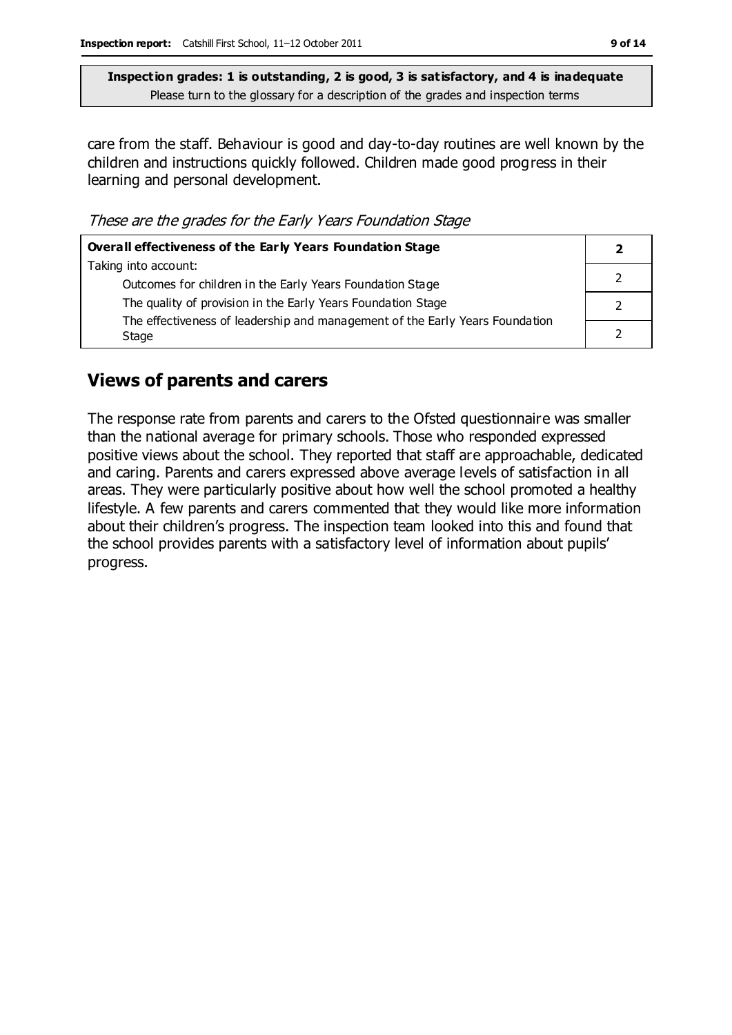**Inspection grades: 1 is outstanding, 2 is good, 3 is satisfactory, and 4 is inadequate**
Please turn to the glossary for a description of the grades and inspection terms

care from the staff. Behaviour is good and day-to-day routines are well known by the children and instructions quickly followed. Children made good progress in their learning and personal development.

*These are the grades for the Early Years Foundation Stage*

| **Overall effectiveness of the Early Years Foundation Stage** | **2** |
|---|---|
| Taking into account: Outcomes for children in the Early Years Foundation Stage | 2 |
| The quality of provision in the Early Years Foundation Stage | 2 |
| The effectiveness of leadership and management of the Early Years Foundation Stage | 2 |

## Views of parents and carers

The response rate from parents and carers to the Ofsted questionnaire was smaller than the national average for primary schools. Those who responded expressed positive views about the school. They reported that staff are approachable, dedicated and caring. Parents and carers expressed above average levels of satisfaction in all areas. They were particularly positive about how well the school promoted a healthy lifestyle. A few parents and carers commented that they would like more information about their children's progress. The inspection team looked into this and found that the school provides parents with a satisfactory level of information about pupils' progress.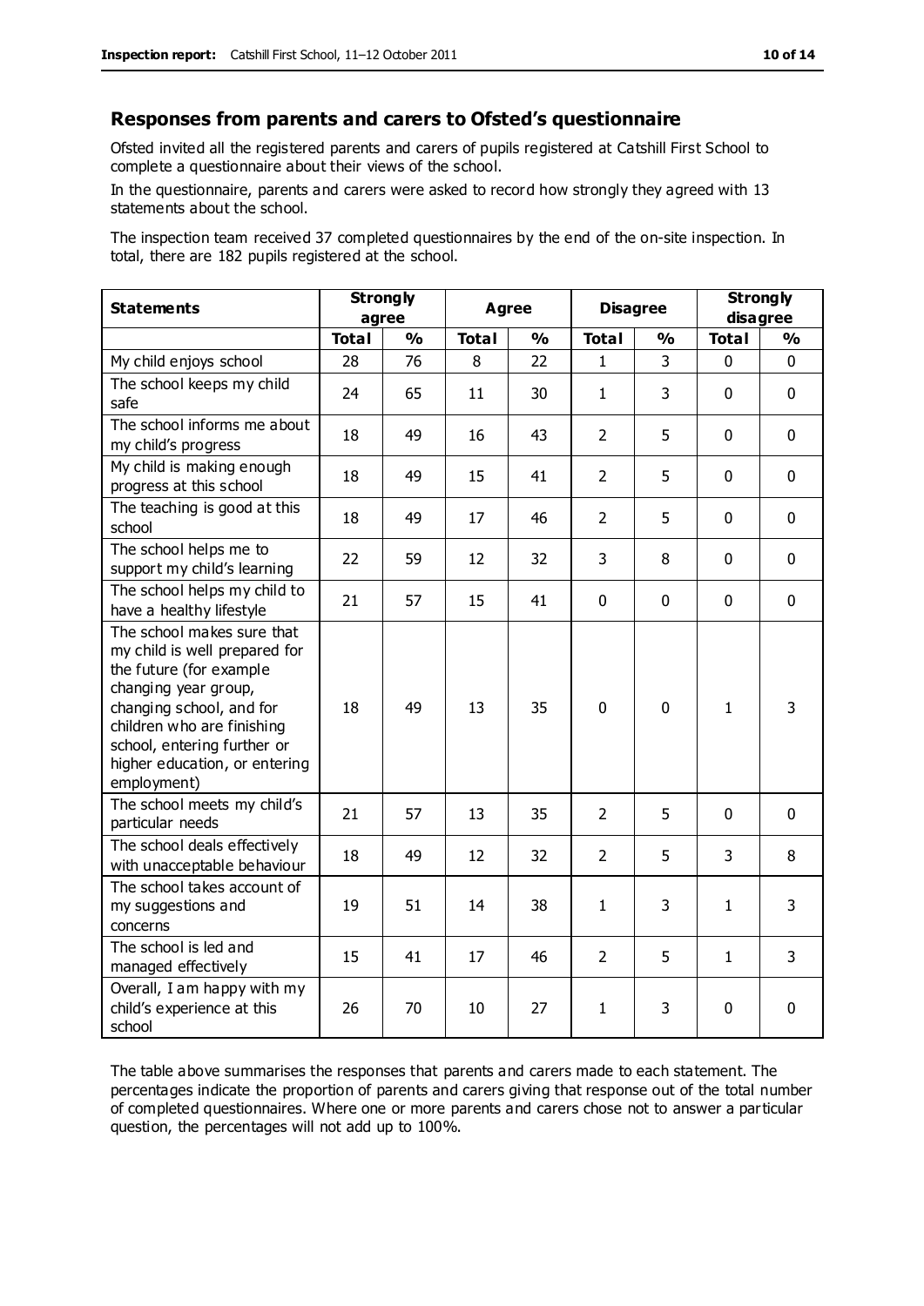## Responses from parents and carers to Ofsted's questionnaire

Ofsted invited all the registered parents and carers of pupils registered at Catshill First School to complete a questionnaire about their views of the school.

In the questionnaire, parents and carers were asked to record how strongly they agreed with 13 statements about the school.

The inspection team received 37 completed questionnaires by the end of the on-site inspection. In total, there are 182 pupils registered at the school.

| Statements | Strongly agree | | Agree | | Disagree | | Strongly disagree | |
|---|---|---|---|---|---|---|---|---|
| | Total | % | Total | % | Total | % | Total | % |
| My child enjoys school | 28 | 76 | 8 | 22 | 1 | 3 | 0 | 0 |
| The school keeps my child safe | 24 | 65 | 11 | 30 | 1 | 3 | 0 | 0 |
| The school informs me about my child's progress | 18 | 49 | 16 | 43 | 2 | 5 | 0 | 0 |
| My child is making enough progress at this school | 18 | 49 | 15 | 41 | 2 | 5 | 0 | 0 |
| The teaching is good at this school | 18 | 49 | 17 | 46 | 2 | 5 | 0 | 0 |
| The school helps me to support my child's learning | 22 | 59 | 12 | 32 | 3 | 8 | 0 | 0 |
| The school helps my child to have a healthy lifestyle | 21 | 57 | 15 | 41 | 0 | 0 | 0 | 0 |
| The school makes sure that my child is well prepared for the future (for example changing year group, changing school, and for children who are finishing school, entering further or higher education, or entering employment) | 18 | 49 | 13 | 35 | 0 | 0 | 1 | 3 |
| The school meets my child's particular needs | 21 | 57 | 13 | 35 | 2 | 5 | 0 | 0 |
| The school deals effectively with unacceptable behaviour | 18 | 49 | 12 | 32 | 2 | 5 | 3 | 8 |
| The school takes account of my suggestions and concerns | 19 | 51 | 14 | 38 | 1 | 3 | 1 | 3 |
| The school is led and managed effectively | 15 | 41 | 17 | 46 | 2 | 5 | 1 | 3 |
| Overall, I am happy with my child's experience at this school | 26 | 70 | 10 | 27 | 1 | 3 | 0 | 0 |

The table above summarises the responses that parents and carers made to each statement. The percentages indicate the proportion of parents and carers giving that response out of the total number of completed questionnaires. Where one or more parents and carers chose not to answer a particular question, the percentages will not add up to 100%.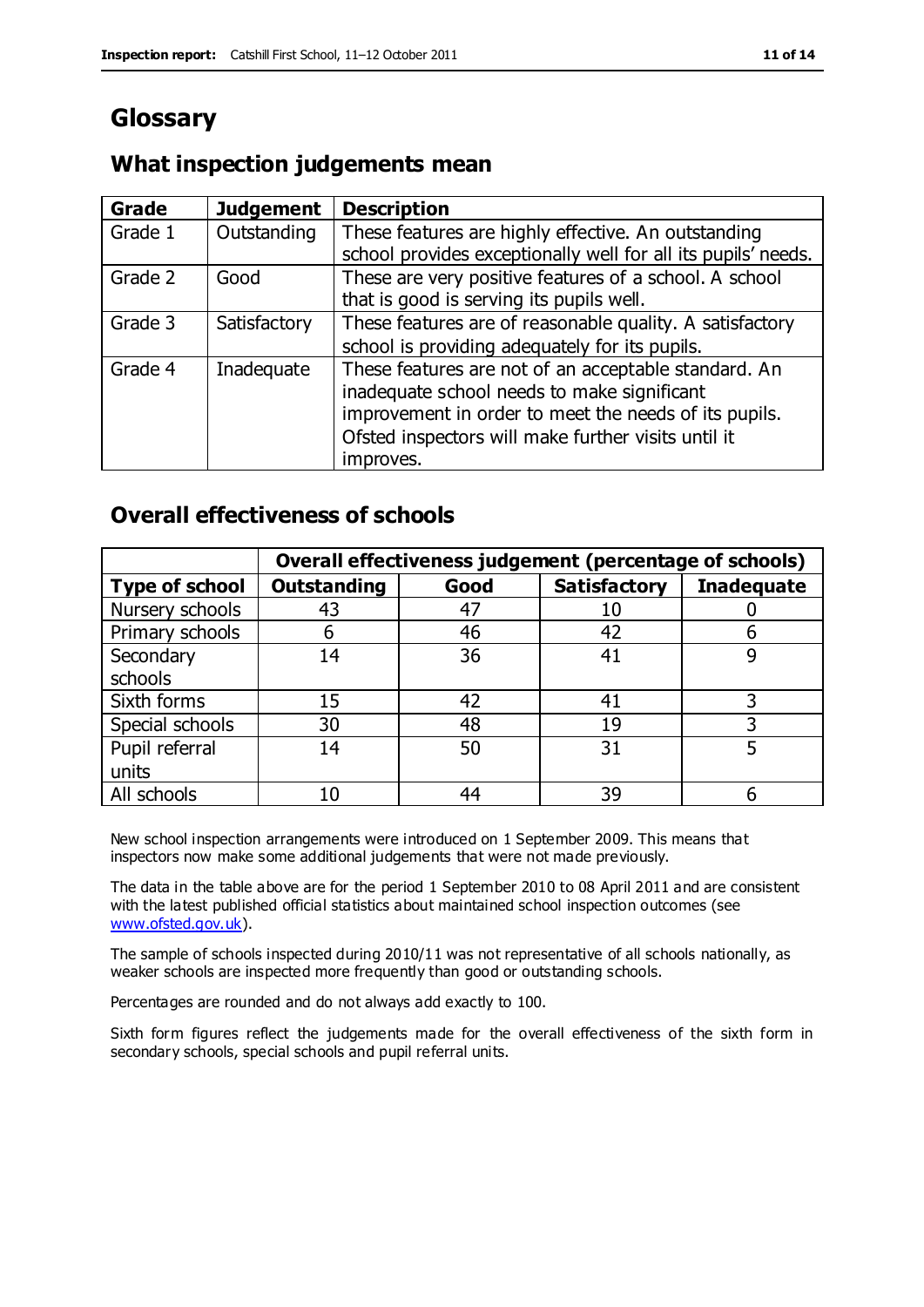# Glossary

## What inspection judgements mean

| Grade | Judgement | Description |
|---|---|---|
| Grade 1 | Outstanding | These features are highly effective. An outstanding school provides exceptionally well for all its pupils' needs. |
| Grade 2 | Good | These are very positive features of a school. A school that is good is serving its pupils well. |
| Grade 3 | Satisfactory | These features are of reasonable quality. A satisfactory school is providing adequately for its pupils. |
| Grade 4 | Inadequate | These features are not of an acceptable standard. An inadequate school needs to make significant improvement in order to meet the needs of its pupils. Ofsted inspectors will make further visits until it improves. |

## Overall effectiveness of schools

| | Overall effectiveness judgement (percentage of schools) | | | |
|---|---|---|---|---|
| **Type of school** | **Outstanding** | **Good** | **Satisfactory** | **Inadequate** |
| Nursery schools | 43 | 47 | 10 | 0 |
| Primary schools | 6 | 46 | 42 | 6 |
| Secondary schools | 14 | 36 | 41 | 9 |
| Sixth forms | 15 | 42 | 41 | 3 |
| Special schools | 30 | 48 | 19 | 3 |
| Pupil referral units | 14 | 50 | 31 | 5 |
| All schools | 10 | 44 | 39 | 6 |

New school inspection arrangements were introduced on 1 September 2009. This means that inspectors now make some additional judgements that were not made previously.

The data in the table above are for the period 1 September 2010 to 08 April 2011 and are consistent with the latest published official statistics about maintained school inspection outcomes (see www.ofsted.gov.uk).

The sample of schools inspected during 2010/11 was not representative of all schools nationally, as weaker schools are inspected more frequently than good or outstanding schools.

Percentages are rounded and do not always add exactly to 100.

Sixth form figures reflect the judgements made for the overall effectiveness of the sixth form in secondary schools, special schools and pupil referral units.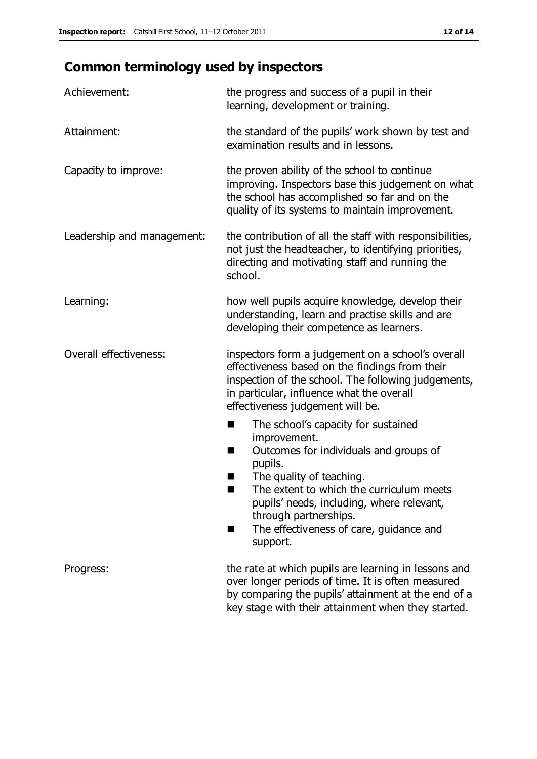## Common terminology used by inspectors

| | |
|---|---|
| Achievement: | the progress and success of a pupil in their learning, development or training. |
| Attainment: | the standard of the pupils' work shown by test and examination results and in lessons. |
| Capacity to improve: | the proven ability of the school to continue improving. Inspectors base this judgement on what the school has accomplished so far and on the quality of its systems to maintain improvement. |
| Leadership and management: | the contribution of all the staff with responsibilities, not just the headteacher, to identifying priorities, directing and motivating staff and running the school. |
| Learning: | how well pupils acquire knowledge, develop their understanding, learn and practise skills and are developing their competence as learners. |
| Overall effectiveness: | inspectors form a judgement on a school's overall effectiveness based on the findings from their inspection of the school. The following judgements, in particular, influence what the overall effectiveness judgement will be.<br>■ The school's capacity for sustained improvement.<br>■ Outcomes for individuals and groups of pupils.<br>■ The quality of teaching.<br>■ The extent to which the curriculum meets pupils' needs, including, where relevant, through partnerships.<br>■ The effectiveness of care, guidance and support. |
| Progress: | the rate at which pupils are learning in lessons and over longer periods of time. It is often measured by comparing the pupils' attainment at the end of a key stage with their attainment when they started. |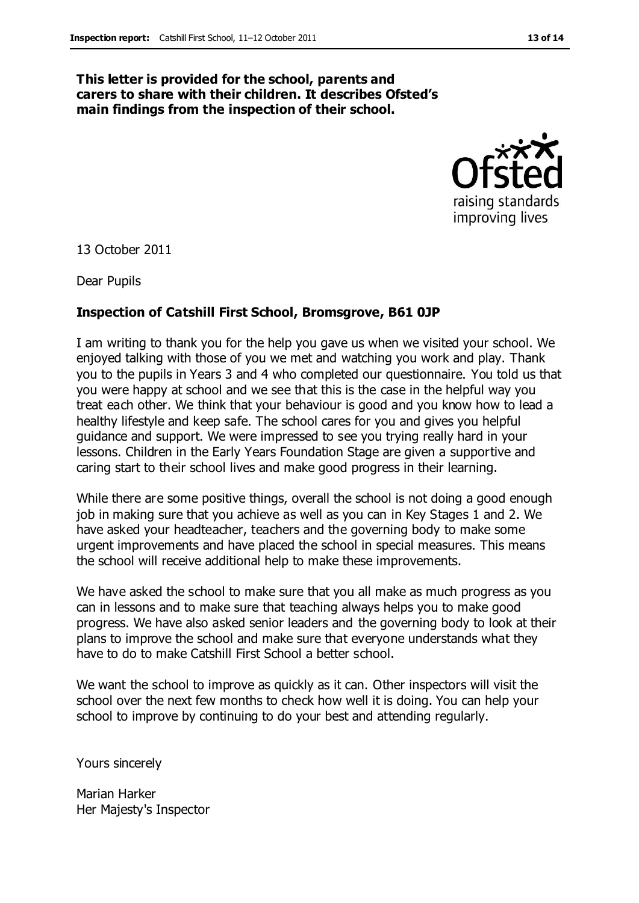**This letter is provided for the school, parents and carers to share with their children. It describes Ofsted's main findings from the inspection of their school.**

13 October 2011

Dear Pupils

**Inspection of Catshill First School, Bromsgrove, B61 0JP**

I am writing to thank you for the help you gave us when we visited your school. We enjoyed talking with those of you we met and watching you work and play. Thank you to the pupils in Years 3 and 4 who completed our questionnaire. You told us that you were happy at school and we see that this is the case in the helpful way you treat each other. We think that your behaviour is good and you know how to lead a healthy lifestyle and keep safe. The school cares for you and gives you helpful guidance and support. We were impressed to see you trying really hard in your lessons. Children in the Early Years Foundation Stage are given a supportive and caring start to their school lives and make good progress in their learning.

While there are some positive things, overall the school is not doing a good enough job in making sure that you achieve as well as you can in Key Stages 1 and 2. We have asked your headteacher, teachers and the governing body to make some urgent improvements and have placed the school in special measures. This means the school will receive additional help to make these improvements.

We have asked the school to make sure that you all make as much progress as you can in lessons and to make sure that teaching always helps you to make good progress. We have also asked senior leaders and the governing body to look at their plans to improve the school and make sure that everyone understands what they have to do to make Catshill First School a better school.

We want the school to improve as quickly as it can. Other inspectors will visit the school over the next few months to check how well it is doing. You can help your school to improve by continuing to do your best and attending regularly.

Yours sincerely

Marian Harker
Her Majesty's Inspector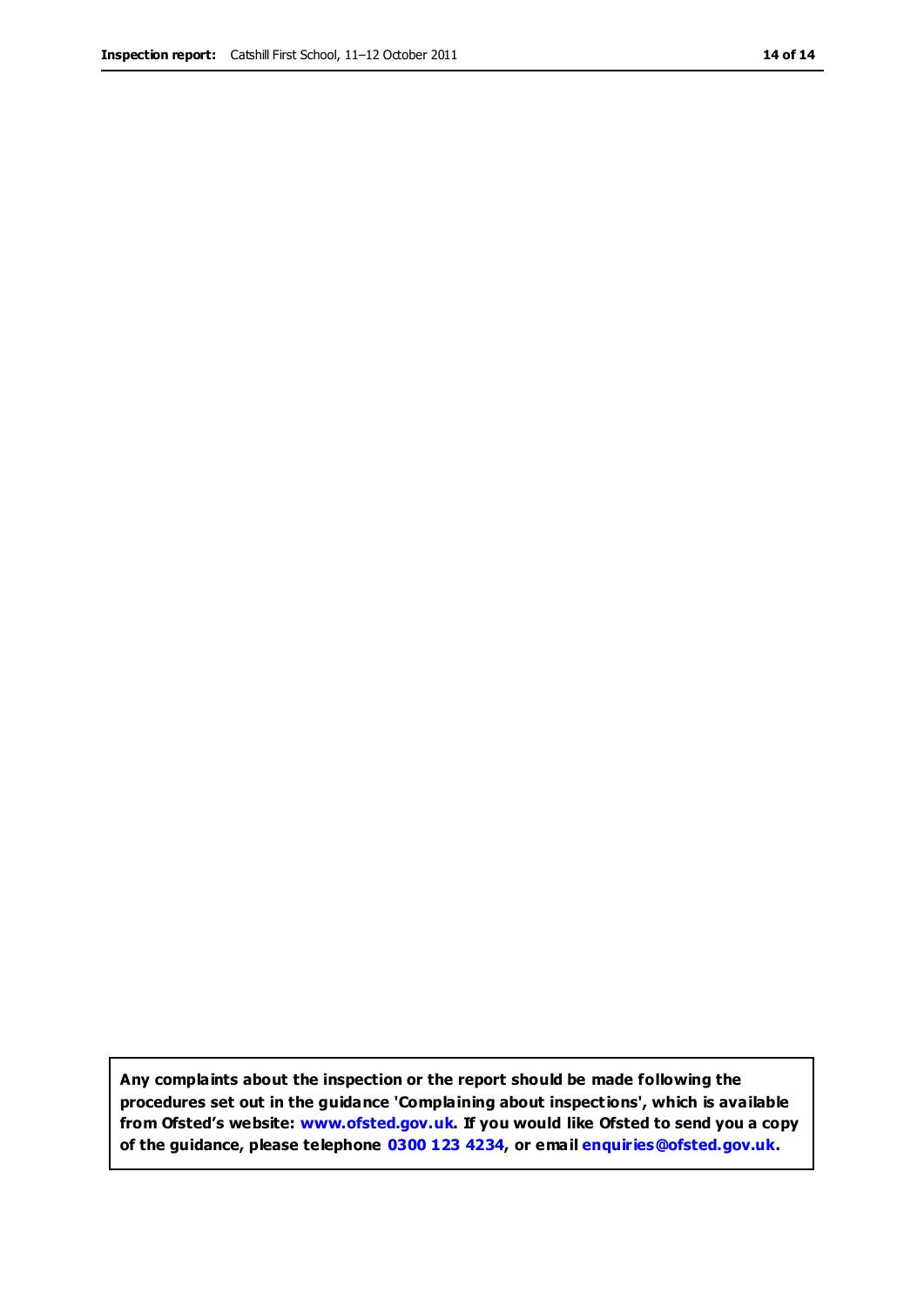**Any complaints about the inspection or the report should be made following the procedures set out in the guidance 'Complaining about inspections', which is available from Ofsted's website: www.ofsted.gov.uk. If you would like Ofsted to send you a copy of the guidance, please telephone 0300 123 4234, or email enquiries@ofsted.gov.uk.**